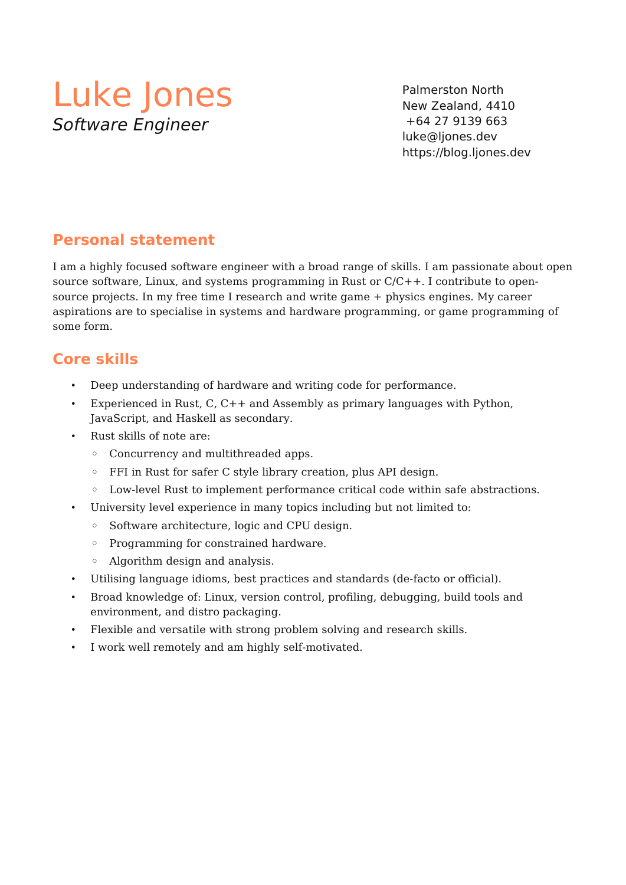# Luke Jones

*Software Engineer*

Palmerston North
New Zealand, 4410
+64 27 9139 663
luke@ljones.dev
https://blog.ljones.dev

## Personal statement

I am a highly focused software engineer with a broad range of skills. I am passionate about open source software, Linux, and systems programming in Rust or C/C++. I contribute to open-source projects. In my free time I research and write game + physics engines. My career aspirations are to specialise in systems and hardware programming, or game programming of some form.

## Core skills

- Deep understanding of hardware and writing code for performance.
- Experienced in Rust, C, C++ and Assembly as primary languages with Python, JavaScript, and Haskell as secondary.
- Rust skills of note are:
  - Concurrency and multithreaded apps.
  - FFI in Rust for safer C style library creation, plus API design.
  - Low-level Rust to implement performance critical code within safe abstractions.
- University level experience in many topics including but not limited to:
  - Software architecture, logic and CPU design.
  - Programming for constrained hardware.
  - Algorithm design and analysis.
- Utilising language idioms, best practices and standards (de-facto or official).
- Broad knowledge of: Linux, version control, profiling, debugging, build tools and environment, and distro packaging.
- Flexible and versatile with strong problem solving and research skills.
- I work well remotely and am highly self-motivated.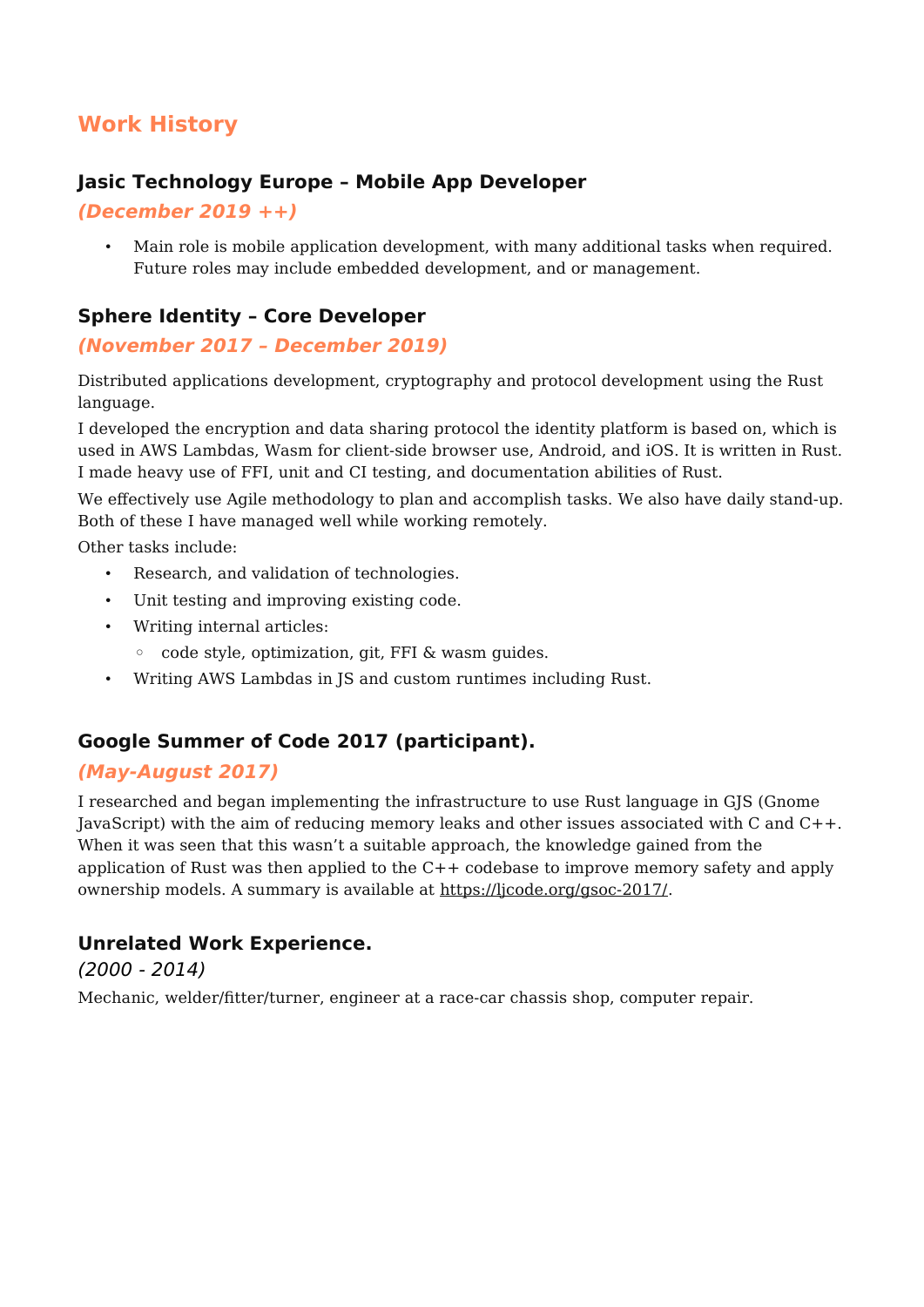## Work History

### Jasic Technology Europe – Mobile App Developer

***(December 2019 ++)***

- Main role is mobile application development, with many additional tasks when required. Future roles may include embedded development, and or management.

### Sphere Identity – Core Developer

***(November 2017 – December 2019)***

Distributed applications development, cryptography and protocol development using the Rust language.

I developed the encryption and data sharing protocol the identity platform is based on, which is used in AWS Lambdas, Wasm for client-side browser use, Android, and iOS. It is written in Rust. I made heavy use of FFI, unit and CI testing, and documentation abilities of Rust.

We effectively use Agile methodology to plan and accomplish tasks. We also have daily stand-up. Both of these I have managed well while working remotely.

Other tasks include:

- Research, and validation of technologies.
- Unit testing and improving existing code.
- Writing internal articles:
  - code style, optimization, git, FFI & wasm guides.
- Writing AWS Lambdas in JS and custom runtimes including Rust.

### Google Summer of Code 2017 (participant).

***(May-August 2017)***

I researched and began implementing the infrastructure to use Rust language in GJS (Gnome JavaScript) with the aim of reducing memory leaks and other issues associated with C and C++. When it was seen that this wasn't a suitable approach, the knowledge gained from the application of Rust was then applied to the C++ codebase to improve memory safety and apply ownership models. A summary is available at https://ljcode.org/gsoc-2017/.

### Unrelated Work Experience.

*(2000 - 2014)*

Mechanic, welder/fitter/turner, engineer at a race-car chassis shop, computer repair.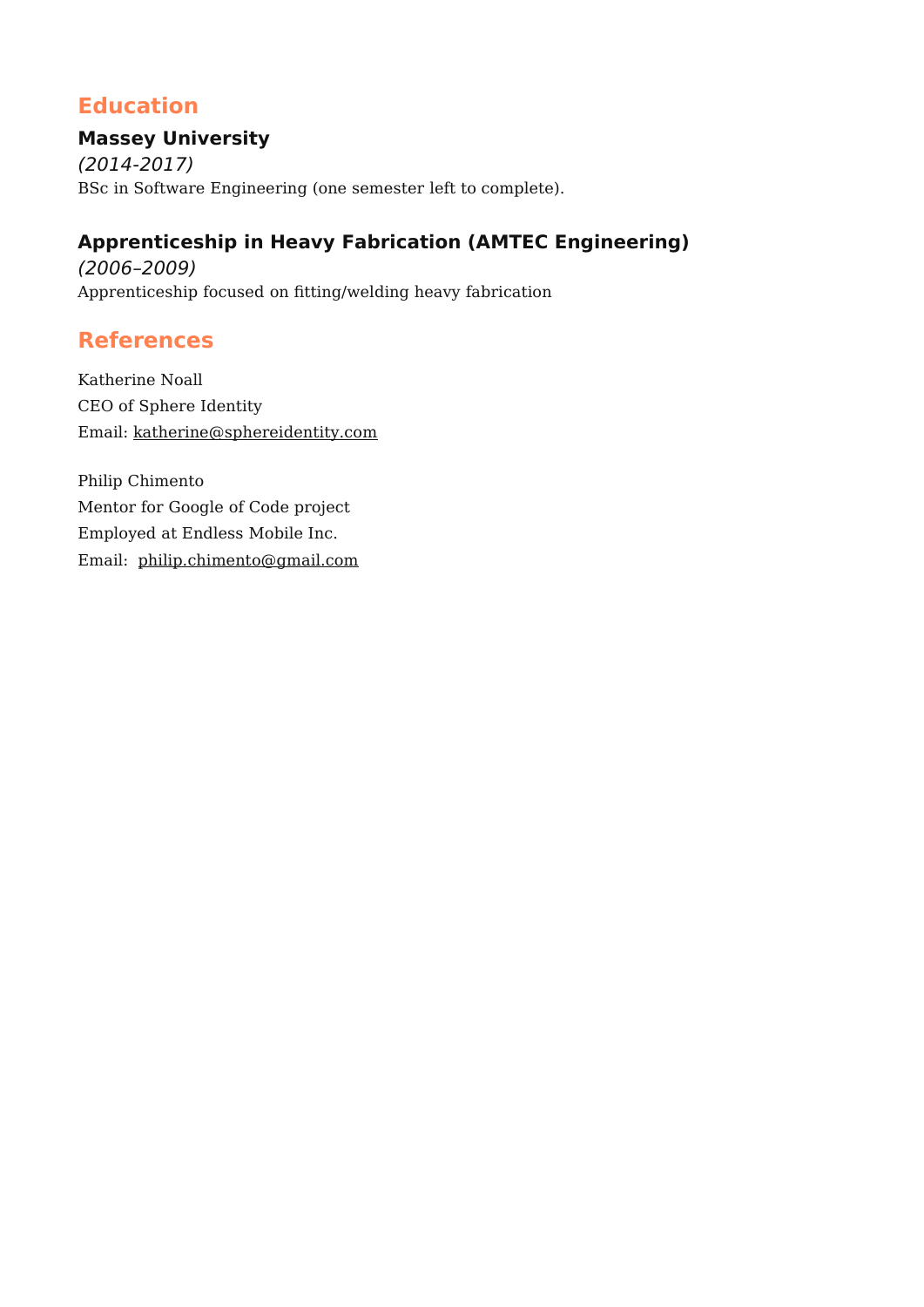## Education

### Massey University

*(2014-2017)*

BSc in Software Engineering (one semester left to complete).

### Apprenticeship in Heavy Fabrication (AMTEC Engineering)

*(2006–2009)*

Apprenticeship focused on fitting/welding heavy fabrication

## References

Katherine Noall
CEO of Sphere Identity
Email: katherine@sphereidentity.com

Philip Chimento
Mentor for Google of Code project
Employed at Endless Mobile Inc.
Email: philip.chimento@gmail.com